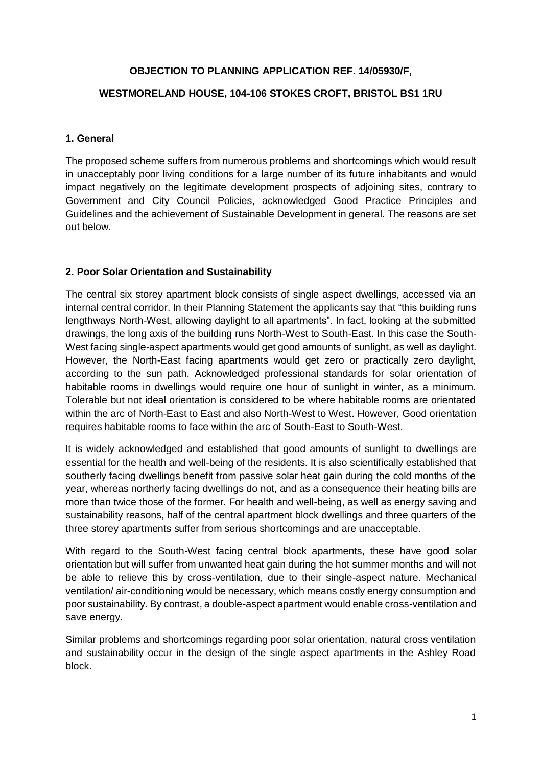# OBJECTION TO PLANNING APPLICATION REF. 14/05930/F,

# WESTMORELAND HOUSE, 104-106 STOKES CROFT, BRISTOL BS1 1RU

## 1. General

The proposed scheme suffers from numerous problems and shortcomings which would result in unacceptably poor living conditions for a large number of its future inhabitants and would impact negatively on the legitimate development prospects of adjoining sites, contrary to Government and City Council Policies, acknowledged Good Practice Principles and Guidelines and the achievement of Sustainable Development in general. The reasons are set out below.

## 2. Poor Solar Orientation and Sustainability

The central six storey apartment block consists of single aspect dwellings, accessed via an internal central corridor. In their Planning Statement the applicants say that "this building runs lengthways North-West, allowing daylight to all apartments". In fact, looking at the submitted drawings, the long axis of the building runs North-West to South-East. In this case the South-West facing single-aspect apartments would get good amounts of <u>sunlight</u>, as well as daylight. However, the North-East facing apartments would get zero or practically zero daylight, according to the sun path. Acknowledged professional standards for solar orientation of habitable rooms in dwellings would require one hour of sunlight in winter, as a minimum. Tolerable but not ideal orientation is considered to be where habitable rooms are orientated within the arc of North-East to East and also North-West to West. However, Good orientation requires habitable rooms to face within the arc of South-East to South-West.

It is widely acknowledged and established that good amounts of sunlight to dwellings are essential for the health and well-being of the residents. It is also scientifically established that southerly facing dwellings benefit from passive solar heat gain during the cold months of the year, whereas northerly facing dwellings do not, and as a consequence their heating bills are more than twice those of the former. For health and well-being, as well as energy saving and sustainability reasons, half of the central apartment block dwellings and three quarters of the three storey apartments suffer from serious shortcomings and are unacceptable.

With regard to the South-West facing central block apartments, these have good solar orientation but will suffer from unwanted heat gain during the hot summer months and will not be able to relieve this by cross-ventilation, due to their single-aspect nature. Mechanical ventilation/ air-conditioning would be necessary, which means costly energy consumption and poor sustainability. By contrast, a double-aspect apartment would enable cross-ventilation and save energy.

Similar problems and shortcomings regarding poor solar orientation, natural cross ventilation and sustainability occur in the design of the single aspect apartments in the Ashley Road block.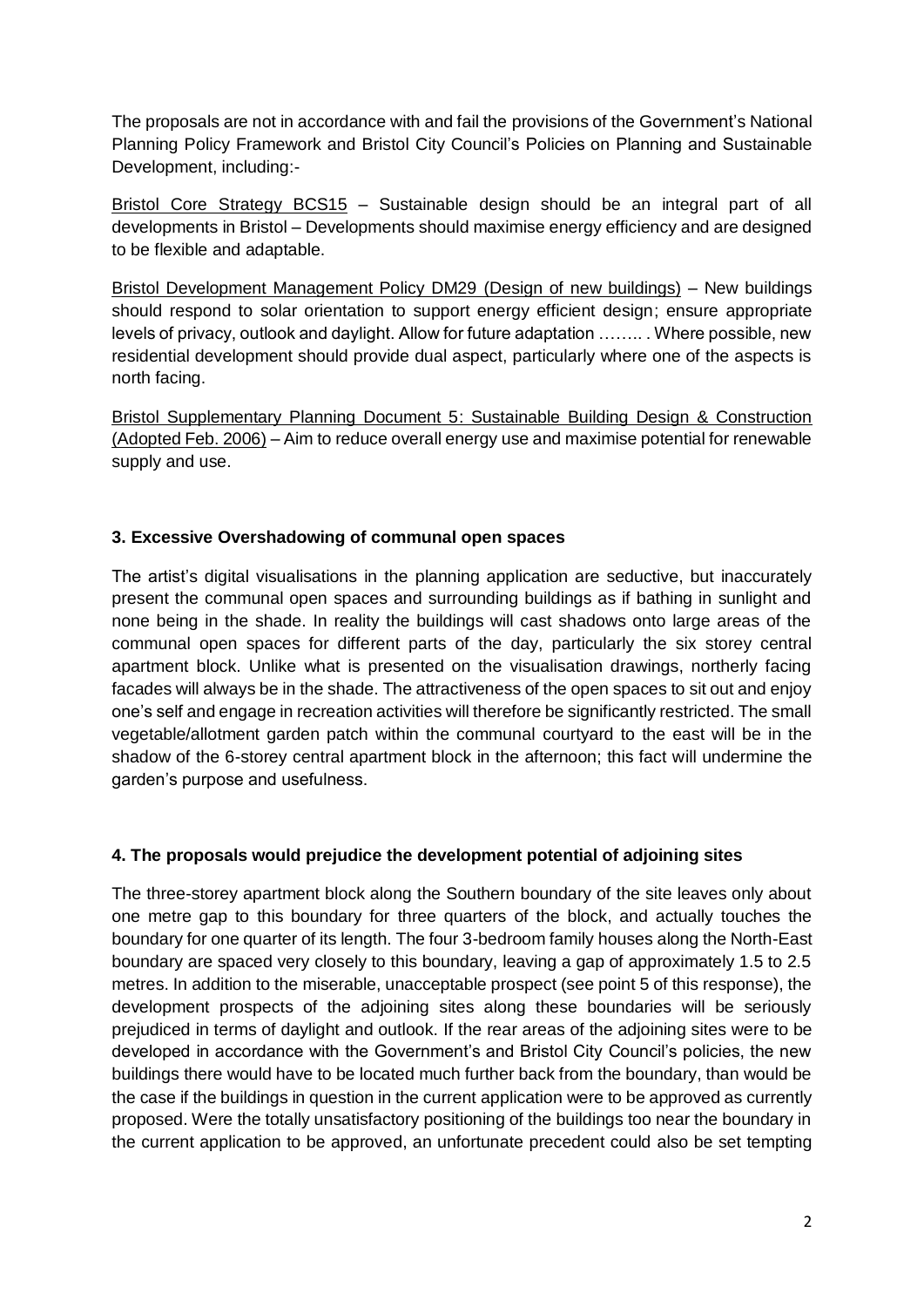The proposals are not in accordance with and fail the provisions of the Government's National Planning Policy Framework and Bristol City Council's Policies on Planning and Sustainable Development, including:-

<u>Bristol Core Strategy BCS15</u> – Sustainable design should be an integral part of all developments in Bristol – Developments should maximise energy efficiency and are designed to be flexible and adaptable.

<u>Bristol Development Management Policy DM29 (Design of new buildings)</u> – New buildings should respond to solar orientation to support energy efficient design; ensure appropriate levels of privacy, outlook and daylight. Allow for future adaptation …….. . Where possible, new residential development should provide dual aspect, particularly where one of the aspects is north facing.

<u>Bristol Supplementary Planning Document 5: Sustainable Building Design & Construction (Adopted Feb. 2006)</u> – Aim to reduce overall energy use and maximise potential for renewable supply and use.

**3. Excessive Overshadowing of communal open spaces**

The artist's digital visualisations in the planning application are seductive, but inaccurately present the communal open spaces and surrounding buildings as if bathing in sunlight and none being in the shade. In reality the buildings will cast shadows onto large areas of the communal open spaces for different parts of the day, particularly the six storey central apartment block. Unlike what is presented on the visualisation drawings, northerly facing facades will always be in the shade. The attractiveness of the open spaces to sit out and enjoy one's self and engage in recreation activities will therefore be significantly restricted. The small vegetable/allotment garden patch within the communal courtyard to the east will be in the shadow of the 6-storey central apartment block in the afternoon; this fact will undermine the garden's purpose and usefulness.

**4. The proposals would prejudice the development potential of adjoining sites**

The three-storey apartment block along the Southern boundary of the site leaves only about one metre gap to this boundary for three quarters of the block, and actually touches the boundary for one quarter of its length. The four 3-bedroom family houses along the North-East boundary are spaced very closely to this boundary, leaving a gap of approximately 1.5 to 2.5 metres. In addition to the miserable, unacceptable prospect (see point 5 of this response), the development prospects of the adjoining sites along these boundaries will be seriously prejudiced in terms of daylight and outlook. If the rear areas of the adjoining sites were to be developed in accordance with the Government's and Bristol City Council's policies, the new buildings there would have to be located much further back from the boundary, than would be the case if the buildings in question in the current application were to be approved as currently proposed. Were the totally unsatisfactory positioning of the buildings too near the boundary in the current application to be approved, an unfortunate precedent could also be set tempting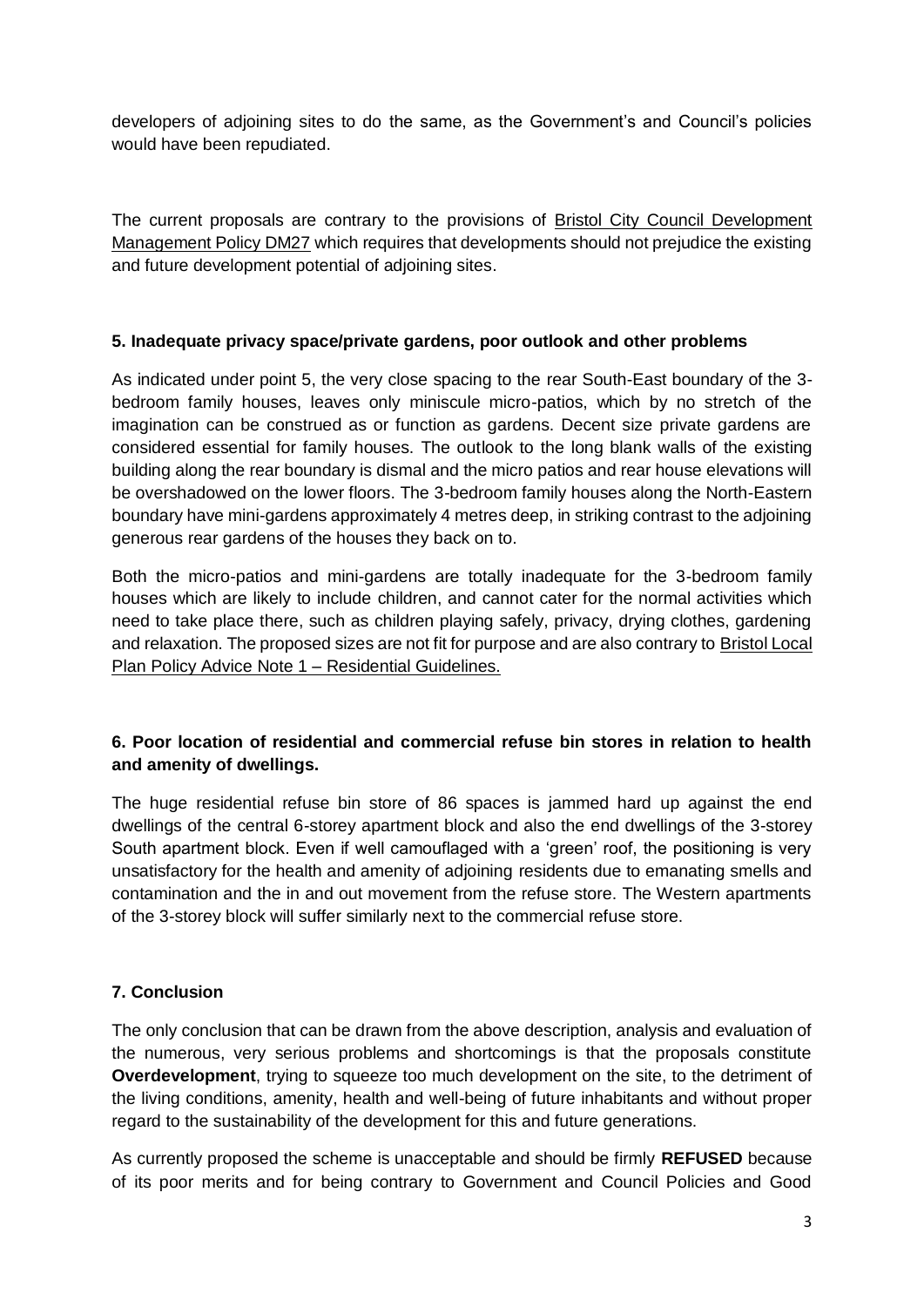developers of adjoining sites to do the same, as the Government's and Council's policies would have been repudiated.

The current proposals are contrary to the provisions of Bristol City Council Development Management Policy DM27 which requires that developments should not prejudice the existing and future development potential of adjoining sites.

**5. Inadequate privacy space/private gardens, poor outlook and other problems**

As indicated under point 5, the very close spacing to the rear South-East boundary of the 3-bedroom family houses, leaves only miniscule micro-patios, which by no stretch of the imagination can be construed as or function as gardens. Decent size private gardens are considered essential for family houses. The outlook to the long blank walls of the existing building along the rear boundary is dismal and the micro patios and rear house elevations will be overshadowed on the lower floors. The 3-bedroom family houses along the North-Eastern boundary have mini-gardens approximately 4 metres deep, in striking contrast to the adjoining generous rear gardens of the houses they back on to.

Both the micro-patios and mini-gardens are totally inadequate for the 3-bedroom family houses which are likely to include children, and cannot cater for the normal activities which need to take place there, such as children playing safely, privacy, drying clothes, gardening and relaxation. The proposed sizes are not fit for purpose and are also contrary to Bristol Local Plan Policy Advice Note 1 – Residential Guidelines.

**6. Poor location of residential and commercial refuse bin stores in relation to health and amenity of dwellings.**

The huge residential refuse bin store of 86 spaces is jammed hard up against the end dwellings of the central 6-storey apartment block and also the end dwellings of the 3-storey South apartment block. Even if well camouflaged with a 'green' roof, the positioning is very unsatisfactory for the health and amenity of adjoining residents due to emanating smells and contamination and the in and out movement from the refuse store. The Western apartments of the 3-storey block will suffer similarly next to the commercial refuse store.

**7. Conclusion**

The only conclusion that can be drawn from the above description, analysis and evaluation of the numerous, very serious problems and shortcomings is that the proposals constitute **Overdevelopment**, trying to squeeze too much development on the site, to the detriment of the living conditions, amenity, health and well-being of future inhabitants and without proper regard to the sustainability of the development for this and future generations.

As currently proposed the scheme is unacceptable and should be firmly **REFUSED** because of its poor merits and for being contrary to Government and Council Policies and Good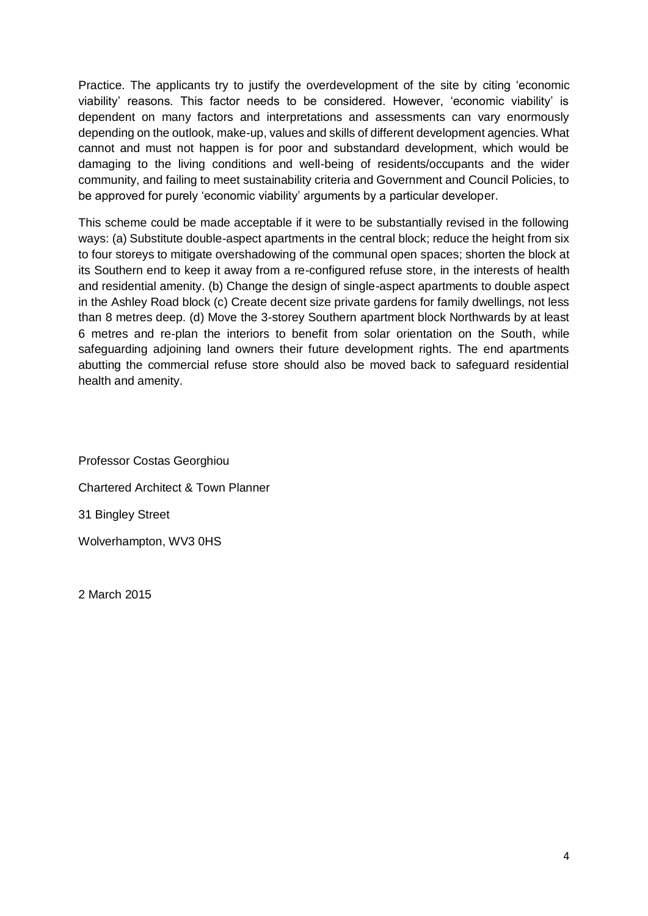Practice. The applicants try to justify the overdevelopment of the site by citing 'economic viability' reasons. This factor needs to be considered. However, 'economic viability' is dependent on many factors and interpretations and assessments can vary enormously depending on the outlook, make-up, values and skills of different development agencies. What cannot and must not happen is for poor and substandard development, which would be damaging to the living conditions and well-being of residents/occupants and the wider community, and failing to meet sustainability criteria and Government and Council Policies, to be approved for purely 'economic viability' arguments by a particular developer.

This scheme could be made acceptable if it were to be substantially revised in the following ways: (a) Substitute double-aspect apartments in the central block; reduce the height from six to four storeys to mitigate overshadowing of the communal open spaces; shorten the block at its Southern end to keep it away from a re-configured refuse store, in the interests of health and residential amenity. (b) Change the design of single-aspect apartments to double aspect in the Ashley Road block (c) Create decent size private gardens for family dwellings, not less than 8 metres deep. (d) Move the 3-storey Southern apartment block Northwards by at least 6 metres and re-plan the interiors to benefit from solar orientation on the South, while safeguarding adjoining land owners their future development rights. The end apartments abutting the commercial refuse store should also be moved back to safeguard residential health and amenity.

Professor Costas Georghiou

Chartered Architect & Town Planner

31 Bingley Street

Wolverhampton, WV3 0HS

2 March 2015